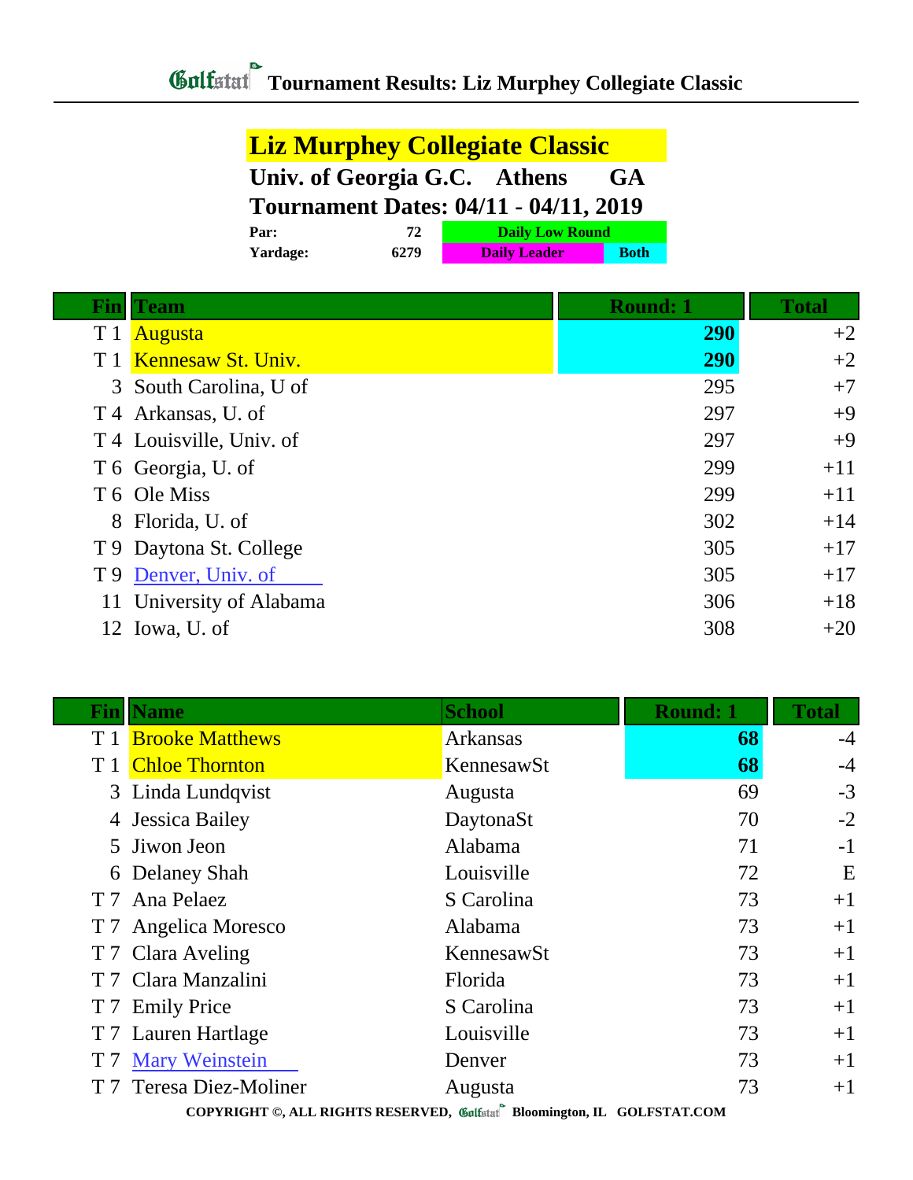# Tournament Results: Liz Murphey Collegiate Classic

## Liz Murphey Collegiate Classic

**Univ. of Georgia G.C. Athens GA**

**Tournament Dates: 04/11 - 04/11, 2019**

| Par: | 72 | Daily Low Round | |
|---|---|---|---|
| Yardage: | 6279 | Daily Leader | Both |

| Fin | Team | Round: 1 | Total |
|---|---|---|---|
| T 1 | Augusta | 290 | +2 |
| T 1 | Kennesaw St. Univ. | 290 | +2 |
| 3 | South Carolina, U of | 295 | +7 |
| T 4 | Arkansas, U. of | 297 | +9 |
| T 4 | Louisville, Univ. of | 297 | +9 |
| T 6 | Georgia, U. of | 299 | +11 |
| T 6 | Ole Miss | 299 | +11 |
| 8 | Florida, U. of | 302 | +14 |
| T 9 | Daytona St. College | 305 | +17 |
| T 9 | Denver, Univ. of | 305 | +17 |
| 11 | University of Alabama | 306 | +18 |
| 12 | Iowa, U. of | 308 | +20 |

| Fin | Name | School | Round: 1 | Total |
|---|---|---|---|---|
| T 1 | Brooke Matthews | Arkansas | 68 | -4 |
| T 1 | Chloe Thornton | KennesawSt | 68 | -4 |
| 3 | Linda Lundqvist | Augusta | 69 | -3 |
| 4 | Jessica Bailey | DaytonaSt | 70 | -2 |
| 5 | Jiwon Jeon | Alabama | 71 | -1 |
| 6 | Delaney Shah | Louisville | 72 | E |
| T 7 | Ana Pelaez | S Carolina | 73 | +1 |
| T 7 | Angelica Moresco | Alabama | 73 | +1 |
| T 7 | Clara Aveling | KennesawSt | 73 | +1 |
| T 7 | Clara Manzalini | Florida | 73 | +1 |
| T 7 | Emily Price | S Carolina | 73 | +1 |
| T 7 | Lauren Hartlage | Louisville | 73 | +1 |
| T 7 | Mary Weinstein | Denver | 73 | +1 |
| T 7 | Teresa Diez-Moliner | Augusta | 73 | +1 |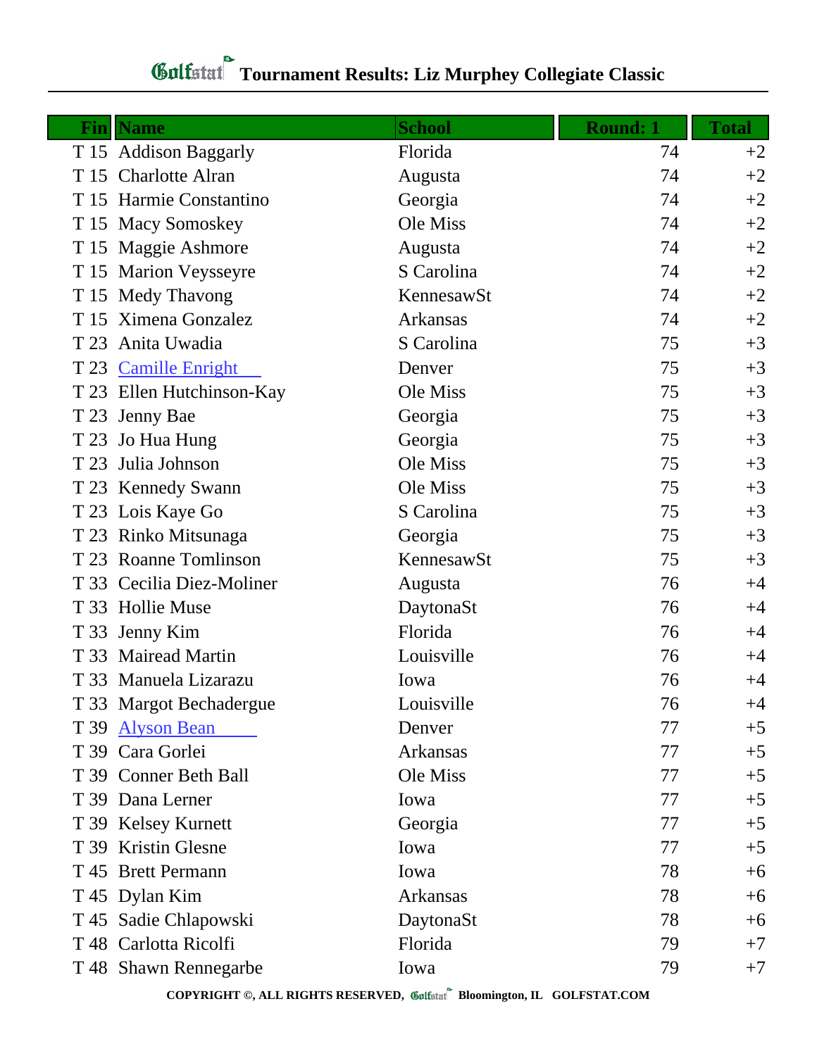# Tournament Results: Liz Murphey Collegiate Classic

| Fin | Name | School | Round: 1 | Total |
|---|---|---|---|---|
| T 15 | Addison Baggarly | Florida | 74 | +2 |
| T 15 | Charlotte Alran | Augusta | 74 | +2 |
| T 15 | Harmie Constantino | Georgia | 74 | +2 |
| T 15 | Macy Somoskey | Ole Miss | 74 | +2 |
| T 15 | Maggie Ashmore | Augusta | 74 | +2 |
| T 15 | Marion Veysseyre | S Carolina | 74 | +2 |
| T 15 | Medy Thavong | KennesawSt | 74 | +2 |
| T 15 | Ximena Gonzalez | Arkansas | 74 | +2 |
| T 23 | Anita Uwadia | S Carolina | 75 | +3 |
| T 23 | Camille Enright | Denver | 75 | +3 |
| T 23 | Ellen Hutchinson-Kay | Ole Miss | 75 | +3 |
| T 23 | Jenny Bae | Georgia | 75 | +3 |
| T 23 | Jo Hua Hung | Georgia | 75 | +3 |
| T 23 | Julia Johnson | Ole Miss | 75 | +3 |
| T 23 | Kennedy Swann | Ole Miss | 75 | +3 |
| T 23 | Lois Kaye Go | S Carolina | 75 | +3 |
| T 23 | Rinko Mitsunaga | Georgia | 75 | +3 |
| T 23 | Roanne Tomlinson | KennesawSt | 75 | +3 |
| T 33 | Cecilia Diez-Moliner | Augusta | 76 | +4 |
| T 33 | Hollie Muse | DaytonaSt | 76 | +4 |
| T 33 | Jenny Kim | Florida | 76 | +4 |
| T 33 | Mairead Martin | Louisville | 76 | +4 |
| T 33 | Manuela Lizarazu | Iowa | 76 | +4 |
| T 33 | Margot Bechadergue | Louisville | 76 | +4 |
| T 39 | Alyson Bean | Denver | 77 | +5 |
| T 39 | Cara Gorlei | Arkansas | 77 | +5 |
| T 39 | Conner Beth Ball | Ole Miss | 77 | +5 |
| T 39 | Dana Lerner | Iowa | 77 | +5 |
| T 39 | Kelsey Kurnett | Georgia | 77 | +5 |
| T 39 | Kristin Glesne | Iowa | 77 | +5 |
| T 45 | Brett Permann | Iowa | 78 | +6 |
| T 45 | Dylan Kim | Arkansas | 78 | +6 |
| T 45 | Sadie Chlapowski | DaytonaSt | 78 | +6 |
| T 48 | Carlotta Ricolfi | Florida | 79 | +7 |
| T 48 | Shawn Rennegarbe | Iowa | 79 | +7 |

COPYRIGHT ©, ALL RIGHTS RESERVED, Golfstat Bloomington, IL GOLFSTAT.COM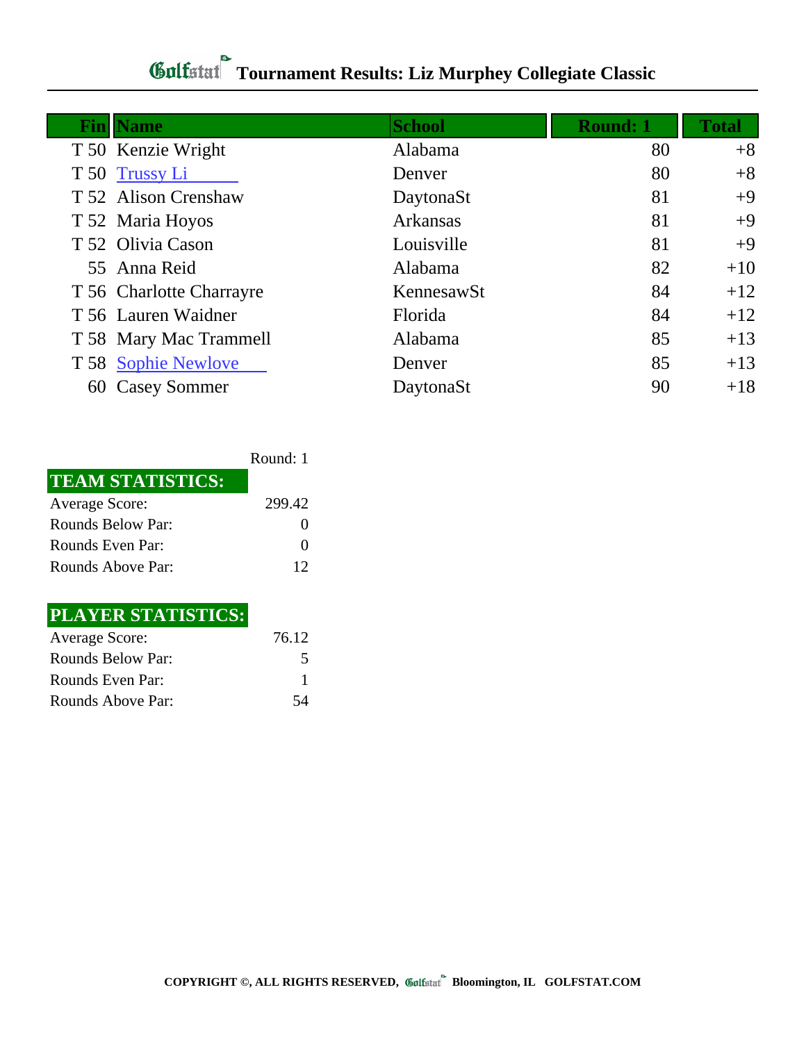# Tournament Results: Liz Murphey Collegiate Classic

| Fin | Name | School | Round: 1 | Total |
|---|---|---|---|---|
| T 50 | Kenzie Wright | Alabama | 80 | +8 |
| T 50 | Trussy Li | Denver | 80 | +8 |
| T 52 | Alison Crenshaw | DaytonaSt | 81 | +9 |
| T 52 | Maria Hoyos | Arkansas | 81 | +9 |
| T 52 | Olivia Cason | Louisville | 81 | +9 |
| 55 | Anna Reid | Alabama | 82 | +10 |
| T 56 | Charlotte Charrayre | KennesawSt | 84 | +12 |
| T 56 | Lauren Waidner | Florida | 84 | +12 |
| T 58 | Mary Mac Trammell | Alabama | 85 | +13 |
| T 58 | Sophie Newlove | Denver | 85 | +13 |
| 60 | Casey Sommer | DaytonaSt | 90 | +18 |

| TEAM STATISTICS: | Round: 1 |
|---|---|
| Average Score: | 299.42 |
| Rounds Below Par: | 0 |
| Rounds Even Par: | 0 |
| Rounds Above Par: | 12 |

| PLAYER STATISTICS: | |
|---|---|
| Average Score: | 76.12 |
| Rounds Below Par: | 5 |
| Rounds Even Par: | 1 |
| Rounds Above Par: | 54 |

COPYRIGHT ©, ALL RIGHTS RESERVED, Golfstat Bloomington, IL GOLFSTAT.COM